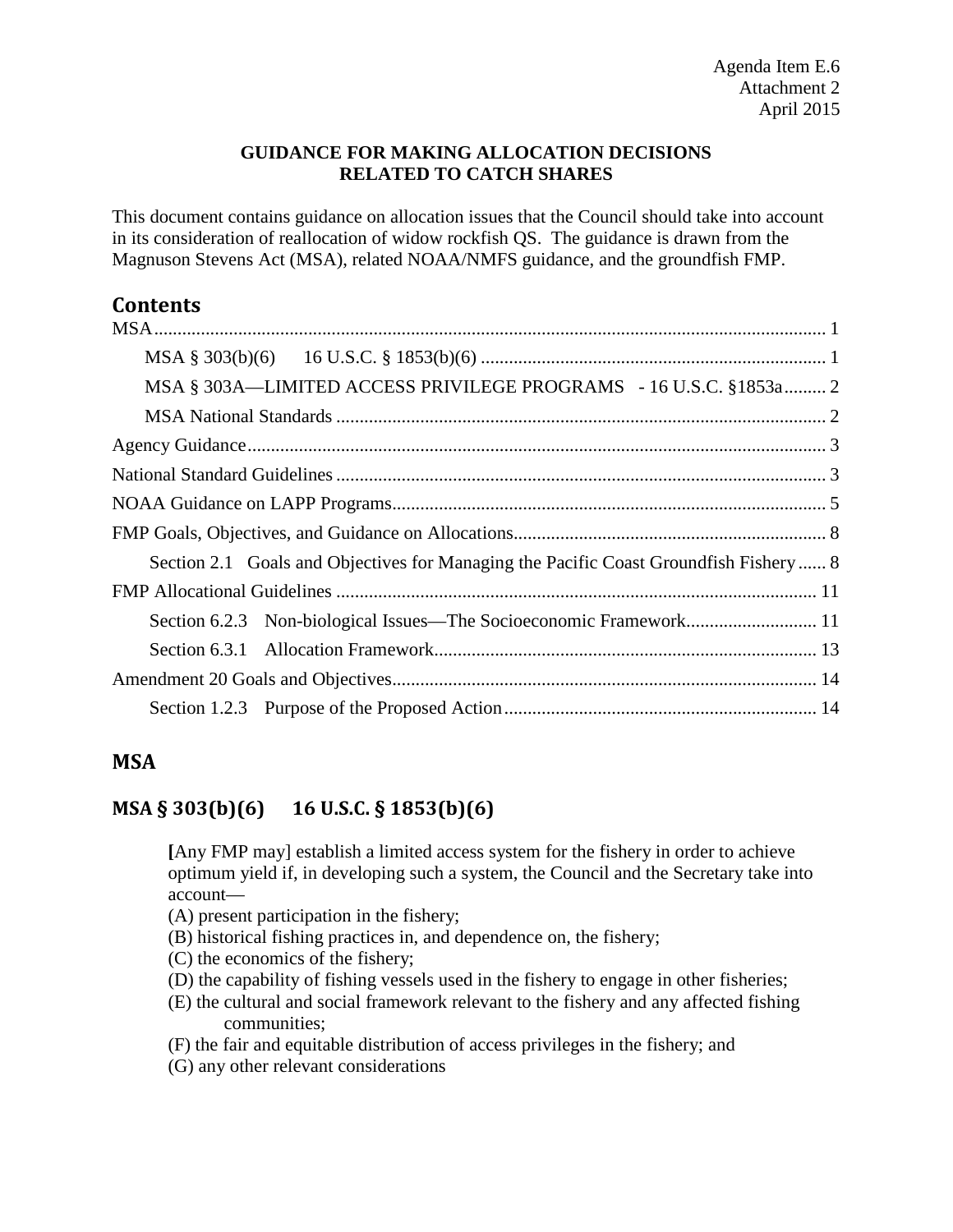Agenda Item E.6
Attachment 2
April 2015

**GUIDANCE FOR MAKING ALLOCATION DECISIONS RELATED TO CATCH SHARES**

This document contains guidance on allocation issues that the Council should take into account in its consideration of reallocation of widow rockfish QS. The guidance is drawn from the Magnuson Stevens Act (MSA), related NOAA/NMFS guidance, and the groundfish FMP.

## Contents

- MSA ... 1
  - MSA § 303(b)(6) 16 U.S.C. § 1853(b)(6) ... 1
  - MSA § 303A—LIMITED ACCESS PRIVILEGE PROGRAMS - 16 U.S.C. §1853a ... 2
  - MSA National Standards ... 2
- Agency Guidance ... 3
- National Standard Guidelines ... 3
- NOAA Guidance on LAPP Programs ... 5
- FMP Goals, Objectives, and Guidance on Allocations ... 8
  - Section 2.1 Goals and Objectives for Managing the Pacific Coast Groundfish Fishery ... 8
- FMP Allocational Guidelines ... 11
  - Section 6.2.3 Non-biological Issues—The Socioeconomic Framework ... 11
  - Section 6.3.1 Allocation Framework ... 13
- Amendment 20 Goals and Objectives ... 14
  - Section 1.2.3 Purpose of the Proposed Action ... 14

## MSA

### MSA § 303(b)(6) 16 U.S.C. § 1853(b)(6)

> [Any FMP may] establish a limited access system for the fishery in order to achieve optimum yield if, in developing such a system, the Council and the Secretary take into account—
> (A) present participation in the fishery;
> (B) historical fishing practices in, and dependence on, the fishery;
> (C) the economics of the fishery;
> (D) the capability of fishing vessels used in the fishery to engage in other fisheries;
> (E) the cultural and social framework relevant to the fishery and any affected fishing communities;
> (F) the fair and equitable distribution of access privileges in the fishery; and
> (G) any other relevant considerations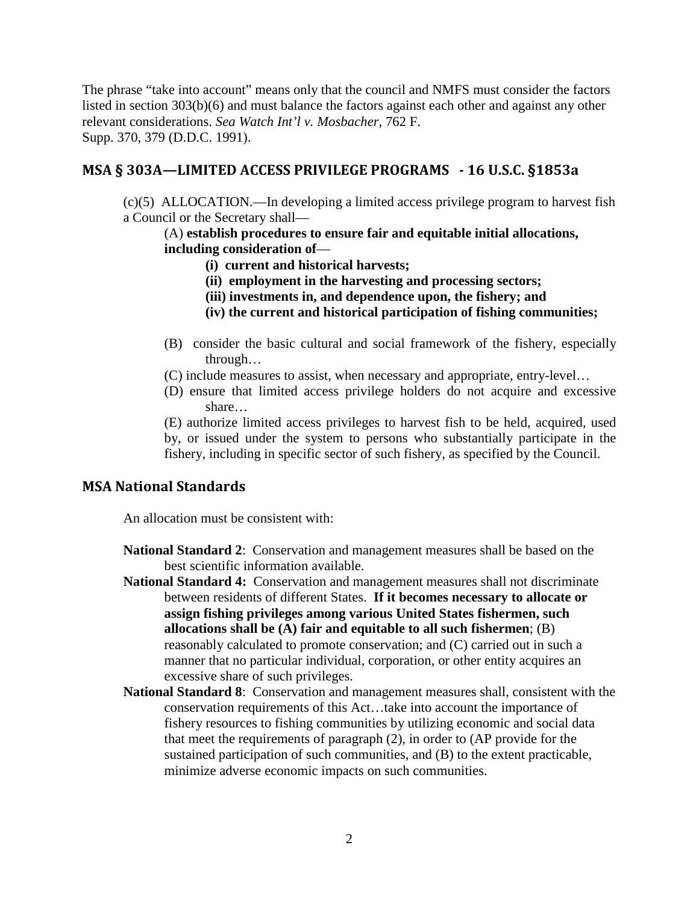The phrase "take into account" means only that the council and NMFS must consider the factors listed in section 303(b)(6) and must balance the factors against each other and against any other relevant considerations. *Sea Watch Int'l v. Mosbacher*, 762 F. Supp. 370, 379 (D.D.C. 1991).

## MSA § 303A—LIMITED ACCESS PRIVILEGE PROGRAMS - 16 U.S.C. §1853a

(c)(5) ALLOCATION.—In developing a limited access privilege program to harvest fish a Council or the Secretary shall—

(A) **establish procedures to ensure fair and equitable initial allocations, including consideration of**—

- **(i) current and historical harvests;**
- **(ii) employment in the harvesting and processing sectors;**
- **(iii) investments in, and dependence upon, the fishery; and**
- **(iv) the current and historical participation of fishing communities;**

(B) consider the basic cultural and social framework of the fishery, especially through…

(C) include measures to assist, when necessary and appropriate, entry-level…

(D) ensure that limited access privilege holders do not acquire and excessive share…

(E) authorize limited access privileges to harvest fish to be held, acquired, used by, or issued under the system to persons who substantially participate in the fishery, including in specific sector of such fishery, as specified by the Council.

## MSA National Standards

An allocation must be consistent with:

**National Standard 2**: Conservation and management measures shall be based on the best scientific information available.

**National Standard 4:** Conservation and management measures shall not discriminate between residents of different States. **If it becomes necessary to allocate or assign fishing privileges among various United States fishermen, such allocations shall be (A) fair and equitable to all such fishermen**; (B) reasonably calculated to promote conservation; and (C) carried out in such a manner that no particular individual, corporation, or other entity acquires an excessive share of such privileges.

**National Standard 8**: Conservation and management measures shall, consistent with the conservation requirements of this Act…take into account the importance of fishery resources to fishing communities by utilizing economic and social data that meet the requirements of paragraph (2), in order to (AP provide for the sustained participation of such communities, and (B) to the extent practicable, minimize adverse economic impacts on such communities.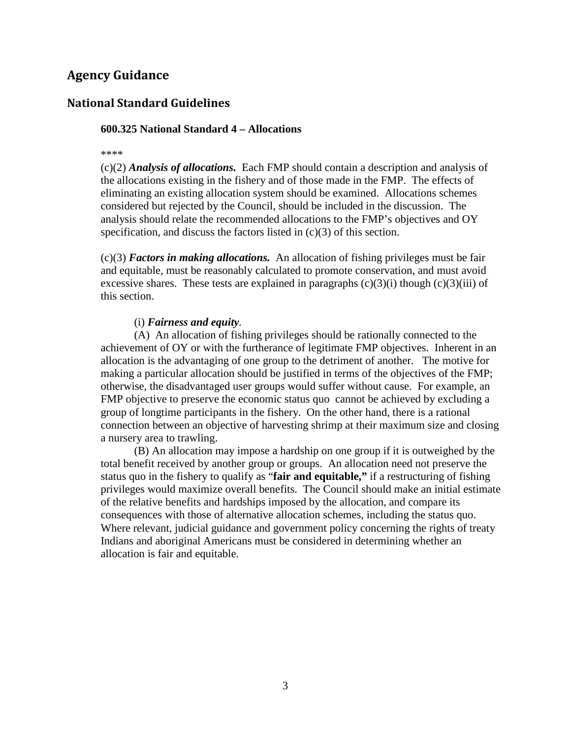## Agency Guidance

### National Standard Guidelines

#### 600.325 National Standard 4 – Allocations

****

(c)(2) ***Analysis of allocations.*** Each FMP should contain a description and analysis of the allocations existing in the fishery and of those made in the FMP. The effects of eliminating an existing allocation system should be examined. Allocations schemes considered but rejected by the Council, should be included in the discussion. The analysis should relate the recommended allocations to the FMP's objectives and OY specification, and discuss the factors listed in (c)(3) of this section.

(c)(3) ***Factors in making allocations.*** An allocation of fishing privileges must be fair and equitable, must be reasonably calculated to promote conservation, and must avoid excessive shares. These tests are explained in paragraphs (c)(3)(i) though (c)(3)(iii) of this section.

(i) ***Fairness and equity***.

(A) An allocation of fishing privileges should be rationally connected to the achievement of OY or with the furtherance of legitimate FMP objectives. Inherent in an allocation is the advantaging of one group to the detriment of another. The motive for making a particular allocation should be justified in terms of the objectives of the FMP; otherwise, the disadvantaged user groups would suffer without cause. For example, an FMP objective to preserve the economic status quo cannot be achieved by excluding a group of longtime participants in the fishery. On the other hand, there is a rational connection between an objective of harvesting shrimp at their maximum size and closing a nursery area to trawling.

(B) An allocation may impose a hardship on one group if it is outweighed by the total benefit received by another group or groups. An allocation need not preserve the status quo in the fishery to qualify as "**fair and equitable,"** if a restructuring of fishing privileges would maximize overall benefits. The Council should make an initial estimate of the relative benefits and hardships imposed by the allocation, and compare its consequences with those of alternative allocation schemes, including the status quo. Where relevant, judicial guidance and government policy concerning the rights of treaty Indians and aboriginal Americans must be considered in determining whether an allocation is fair and equitable.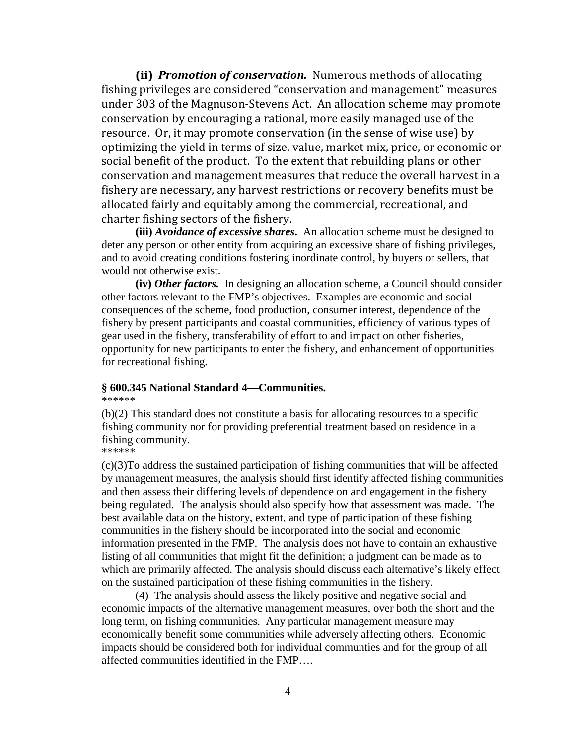**(ii)** ***Promotion of conservation.*** Numerous methods of allocating fishing privileges are considered "conservation and management" measures under 303 of the Magnuson-Stevens Act. An allocation scheme may promote conservation by encouraging a rational, more easily managed use of the resource. Or, it may promote conservation (in the sense of wise use) by optimizing the yield in terms of size, value, market mix, price, or economic or social benefit of the product. To the extent that rebuilding plans or other conservation and management measures that reduce the overall harvest in a fishery are necessary, any harvest restrictions or recovery benefits must be allocated fairly and equitably among the commercial, recreational, and charter fishing sectors of the fishery.

**(iii)** ***Avoidance of excessive shares.*** An allocation scheme must be designed to deter any person or other entity from acquiring an excessive share of fishing privileges, and to avoid creating conditions fostering inordinate control, by buyers or sellers, that would not otherwise exist.

**(iv)** ***Other factors.*** In designing an allocation scheme, a Council should consider other factors relevant to the FMP's objectives. Examples are economic and social consequences of the scheme, food production, consumer interest, dependence of the fishery by present participants and coastal communities, efficiency of various types of gear used in the fishery, transferability of effort to and impact on other fisheries, opportunity for new participants to enter the fishery, and enhancement of opportunities for recreational fishing.

**§ 600.345 National Standard 4—Communities.**

******

(b)(2) This standard does not constitute a basis for allocating resources to a specific fishing community nor for providing preferential treatment based on residence in a fishing community.

******

(c)(3)To address the sustained participation of fishing communities that will be affected by management measures, the analysis should first identify affected fishing communities and then assess their differing levels of dependence on and engagement in the fishery being regulated. The analysis should also specify how that assessment was made. The best available data on the history, extent, and type of participation of these fishing communities in the fishery should be incorporated into the social and economic information presented in the FMP. The analysis does not have to contain an exhaustive listing of all communities that might fit the definition; a judgment can be made as to which are primarily affected. The analysis should discuss each alternative's likely effect on the sustained participation of these fishing communities in the fishery.

(4) The analysis should assess the likely positive and negative social and economic impacts of the alternative management measures, over both the short and the long term, on fishing communities. Any particular management measure may economically benefit some communities while adversely affecting others. Economic impacts should be considered both for individual communties and for the group of all affected communities identified in the FMP….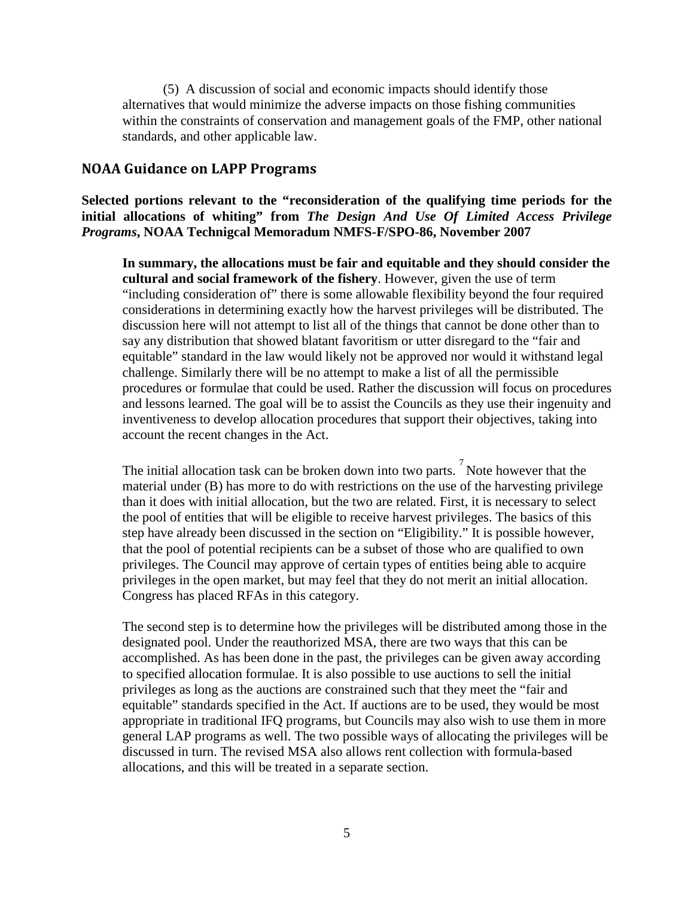(5) A discussion of social and economic impacts should identify those alternatives that would minimize the adverse impacts on those fishing communities within the constraints of conservation and management goals of the FMP, other national standards, and other applicable law.

## NOAA Guidance on LAPP Programs

**Selected portions relevant to the "reconsideration of the qualifying time periods for the initial allocations of whiting" from *The Design And Use Of Limited Access Privilege Programs*, NOAA Technigcal Memoradum NMFS-F/SPO-86, November 2007**

> **In summary, the allocations must be fair and equitable and they should consider the cultural and social framework of the fishery**. However, given the use of term "including consideration of" there is some allowable flexibility beyond the four required considerations in determining exactly how the harvest privileges will be distributed. The discussion here will not attempt to list all of the things that cannot be done other than to say any distribution that showed blatant favoritism or utter disregard to the "fair and equitable" standard in the law would likely not be approved nor would it withstand legal challenge. Similarly there will be no attempt to make a list of all the permissible procedures or formulae that could be used. Rather the discussion will focus on procedures and lessons learned. The goal will be to assist the Councils as they use their ingenuity and inventiveness to develop allocation procedures that support their objectives, taking into account the recent changes in the Act.
>
> The initial allocation task can be broken down into two parts. [7] Note however that the material under (B) has more to do with restrictions on the use of the harvesting privilege than it does with initial allocation, but the two are related. First, it is necessary to select the pool of entities that will be eligible to receive harvest privileges. The basics of this step have already been discussed in the section on "Eligibility." It is possible however, that the pool of potential recipients can be a subset of those who are qualified to own privileges. The Council may approve of certain types of entities being able to acquire privileges in the open market, but may feel that they do not merit an initial allocation. Congress has placed RFAs in this category.
>
> The second step is to determine how the privileges will be distributed among those in the designated pool. Under the reauthorized MSA, there are two ways that this can be accomplished. As has been done in the past, the privileges can be given away according to specified allocation formulae. It is also possible to use auctions to sell the initial privileges as long as the auctions are constrained such that they meet the "fair and equitable" standards specified in the Act. If auctions are to be used, they would be most appropriate in traditional IFQ programs, but Councils may also wish to use them in more general LAP programs as well. The two possible ways of allocating the privileges will be discussed in turn. The revised MSA also allows rent collection with formula-based allocations, and this will be treated in a separate section.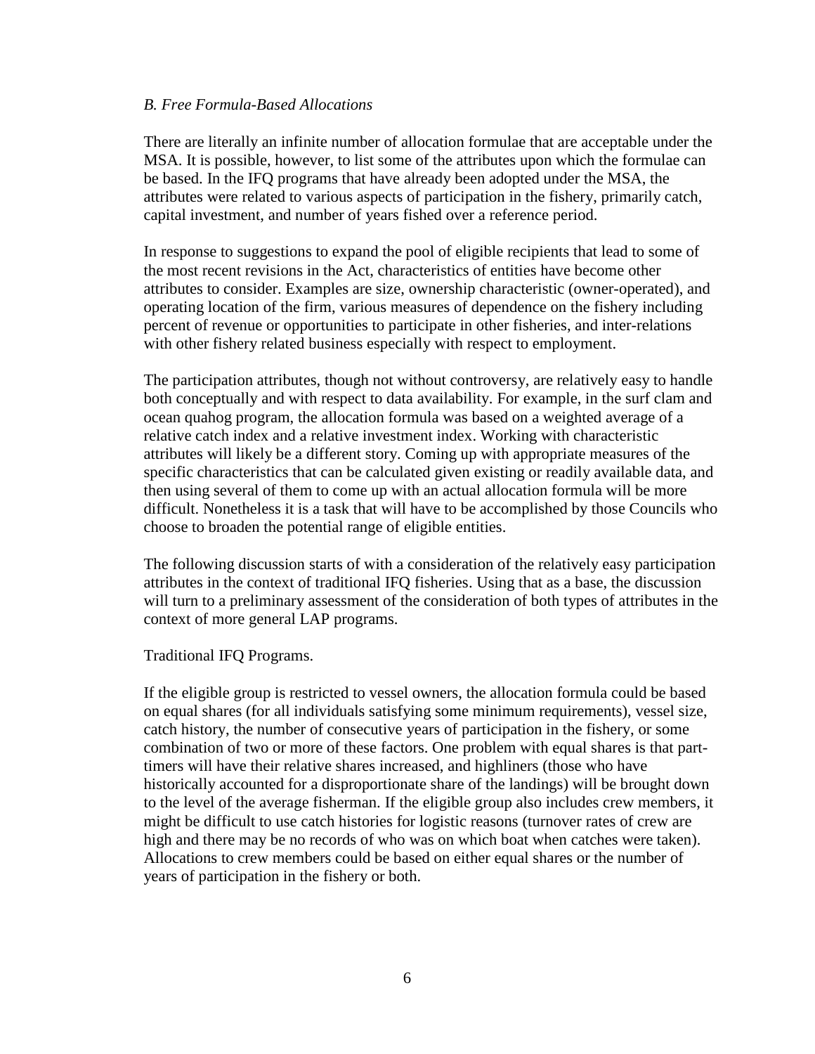*B. Free Formula-Based Allocations*

There are literally an infinite number of allocation formulae that are acceptable under the MSA. It is possible, however, to list some of the attributes upon which the formulae can be based. In the IFQ programs that have already been adopted under the MSA, the attributes were related to various aspects of participation in the fishery, primarily catch, capital investment, and number of years fished over a reference period.

In response to suggestions to expand the pool of eligible recipients that lead to some of the most recent revisions in the Act, characteristics of entities have become other attributes to consider. Examples are size, ownership characteristic (owner-operated), and operating location of the firm, various measures of dependence on the fishery including percent of revenue or opportunities to participate in other fisheries, and inter-relations with other fishery related business especially with respect to employment.

The participation attributes, though not without controversy, are relatively easy to handle both conceptually and with respect to data availability. For example, in the surf clam and ocean quahog program, the allocation formula was based on a weighted average of a relative catch index and a relative investment index. Working with characteristic attributes will likely be a different story. Coming up with appropriate measures of the specific characteristics that can be calculated given existing or readily available data, and then using several of them to come up with an actual allocation formula will be more difficult. Nonetheless it is a task that will have to be accomplished by those Councils who choose to broaden the potential range of eligible entities.

The following discussion starts of with a consideration of the relatively easy participation attributes in the context of traditional IFQ fisheries. Using that as a base, the discussion will turn to a preliminary assessment of the consideration of both types of attributes in the context of more general LAP programs.

Traditional IFQ Programs.

If the eligible group is restricted to vessel owners, the allocation formula could be based on equal shares (for all individuals satisfying some minimum requirements), vessel size, catch history, the number of consecutive years of participation in the fishery, or some combination of two or more of these factors. One problem with equal shares is that part-timers will have their relative shares increased, and highliners (those who have historically accounted for a disproportionate share of the landings) will be brought down to the level of the average fisherman. If the eligible group also includes crew members, it might be difficult to use catch histories for logistic reasons (turnover rates of crew are high and there may be no records of who was on which boat when catches were taken). Allocations to crew members could be based on either equal shares or the number of years of participation in the fishery or both.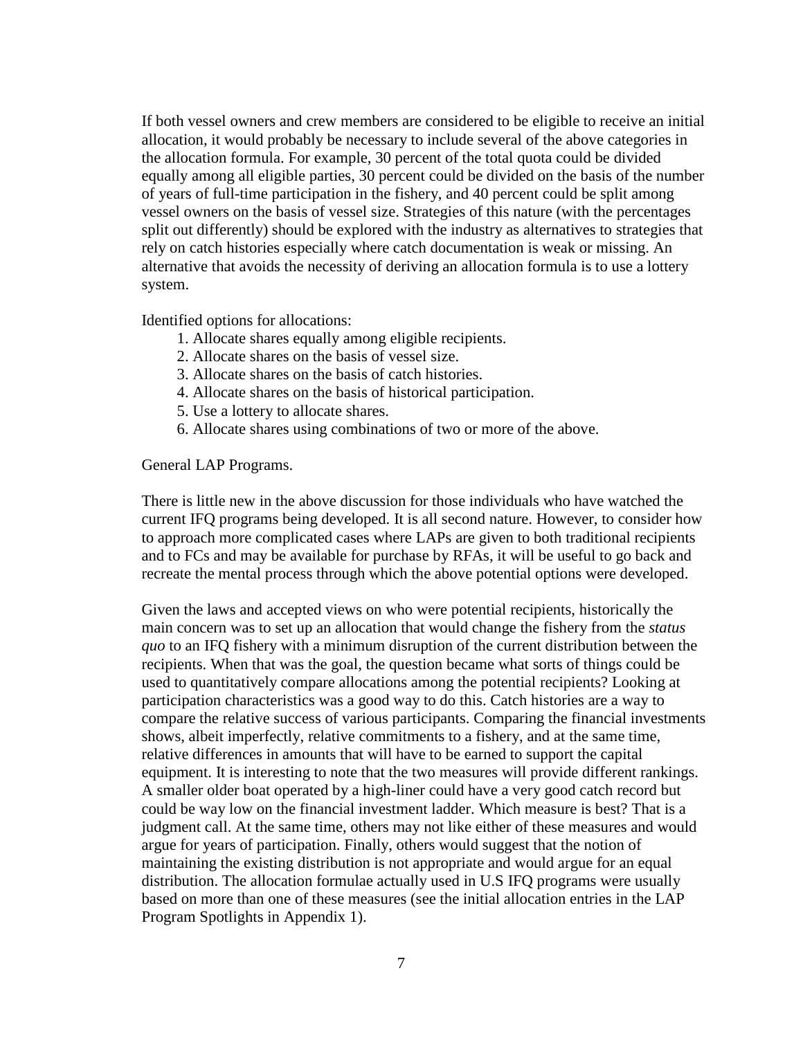If both vessel owners and crew members are considered to be eligible to receive an initial allocation, it would probably be necessary to include several of the above categories in the allocation formula. For example, 30 percent of the total quota could be divided equally among all eligible parties, 30 percent could be divided on the basis of the number of years of full-time participation in the fishery, and 40 percent could be split among vessel owners on the basis of vessel size. Strategies of this nature (with the percentages split out differently) should be explored with the industry as alternatives to strategies that rely on catch histories especially where catch documentation is weak or missing. An alternative that avoids the necessity of deriving an allocation formula is to use a lottery system.

Identified options for allocations:

1. Allocate shares equally among eligible recipients.
2. Allocate shares on the basis of vessel size.
3. Allocate shares on the basis of catch histories.
4. Allocate shares on the basis of historical participation.
5. Use a lottery to allocate shares.
6. Allocate shares using combinations of two or more of the above.

General LAP Programs.

There is little new in the above discussion for those individuals who have watched the current IFQ programs being developed. It is all second nature. However, to consider how to approach more complicated cases where LAPs are given to both traditional recipients and to FCs and may be available for purchase by RFAs, it will be useful to go back and recreate the mental process through which the above potential options were developed.

Given the laws and accepted views on who were potential recipients, historically the main concern was to set up an allocation that would change the fishery from the *status quo* to an IFQ fishery with a minimum disruption of the current distribution between the recipients. When that was the goal, the question became what sorts of things could be used to quantitatively compare allocations among the potential recipients? Looking at participation characteristics was a good way to do this. Catch histories are a way to compare the relative success of various participants. Comparing the financial investments shows, albeit imperfectly, relative commitments to a fishery, and at the same time, relative differences in amounts that will have to be earned to support the capital equipment. It is interesting to note that the two measures will provide different rankings. A smaller older boat operated by a high-liner could have a very good catch record but could be way low on the financial investment ladder. Which measure is best? That is a judgment call. At the same time, others may not like either of these measures and would argue for years of participation. Finally, others would suggest that the notion of maintaining the existing distribution is not appropriate and would argue for an equal distribution. The allocation formulae actually used in U.S IFQ programs were usually based on more than one of these measures (see the initial allocation entries in the LAP Program Spotlights in Appendix 1).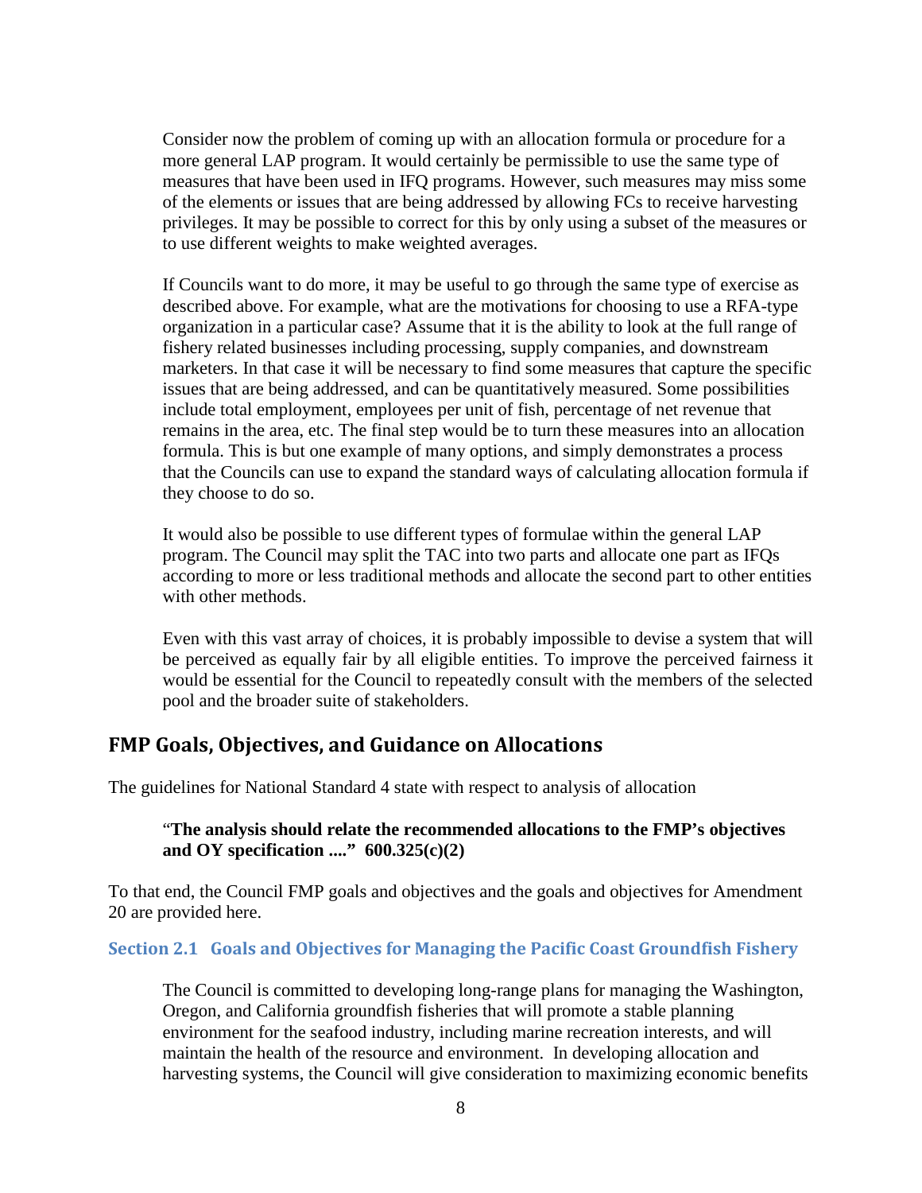Consider now the problem of coming up with an allocation formula or procedure for a more general LAP program. It would certainly be permissible to use the same type of measures that have been used in IFQ programs. However, such measures may miss some of the elements or issues that are being addressed by allowing FCs to receive harvesting privileges. It may be possible to correct for this by only using a subset of the measures or to use different weights to make weighted averages.

If Councils want to do more, it may be useful to go through the same type of exercise as described above. For example, what are the motivations for choosing to use a RFA-type organization in a particular case? Assume that it is the ability to look at the full range of fishery related businesses including processing, supply companies, and downstream marketers. In that case it will be necessary to find some measures that capture the specific issues that are being addressed, and can be quantitatively measured. Some possibilities include total employment, employees per unit of fish, percentage of net revenue that remains in the area, etc. The final step would be to turn these measures into an allocation formula. This is but one example of many options, and simply demonstrates a process that the Councils can use to expand the standard ways of calculating allocation formula if they choose to do so.

It would also be possible to use different types of formulae within the general LAP program. The Council may split the TAC into two parts and allocate one part as IFQs according to more or less traditional methods and allocate the second part to other entities with other methods.

Even with this vast array of choices, it is probably impossible to devise a system that will be perceived as equally fair by all eligible entities. To improve the perceived fairness it would be essential for the Council to repeatedly consult with the members of the selected pool and the broader suite of stakeholders.

## FMP Goals, Objectives, and Guidance on Allocations

The guidelines for National Standard 4 state with respect to analysis of allocation

> "**The analysis should relate the recommended allocations to the FMP's objectives and OY specification ...." 600.325(c)(2)**

To that end, the Council FMP goals and objectives and the goals and objectives for Amendment 20 are provided here.

### Section 2.1 Goals and Objectives for Managing the Pacific Coast Groundfish Fishery

The Council is committed to developing long-range plans for managing the Washington, Oregon, and California groundfish fisheries that will promote a stable planning environment for the seafood industry, including marine recreation interests, and will maintain the health of the resource and environment. In developing allocation and harvesting systems, the Council will give consideration to maximizing economic benefits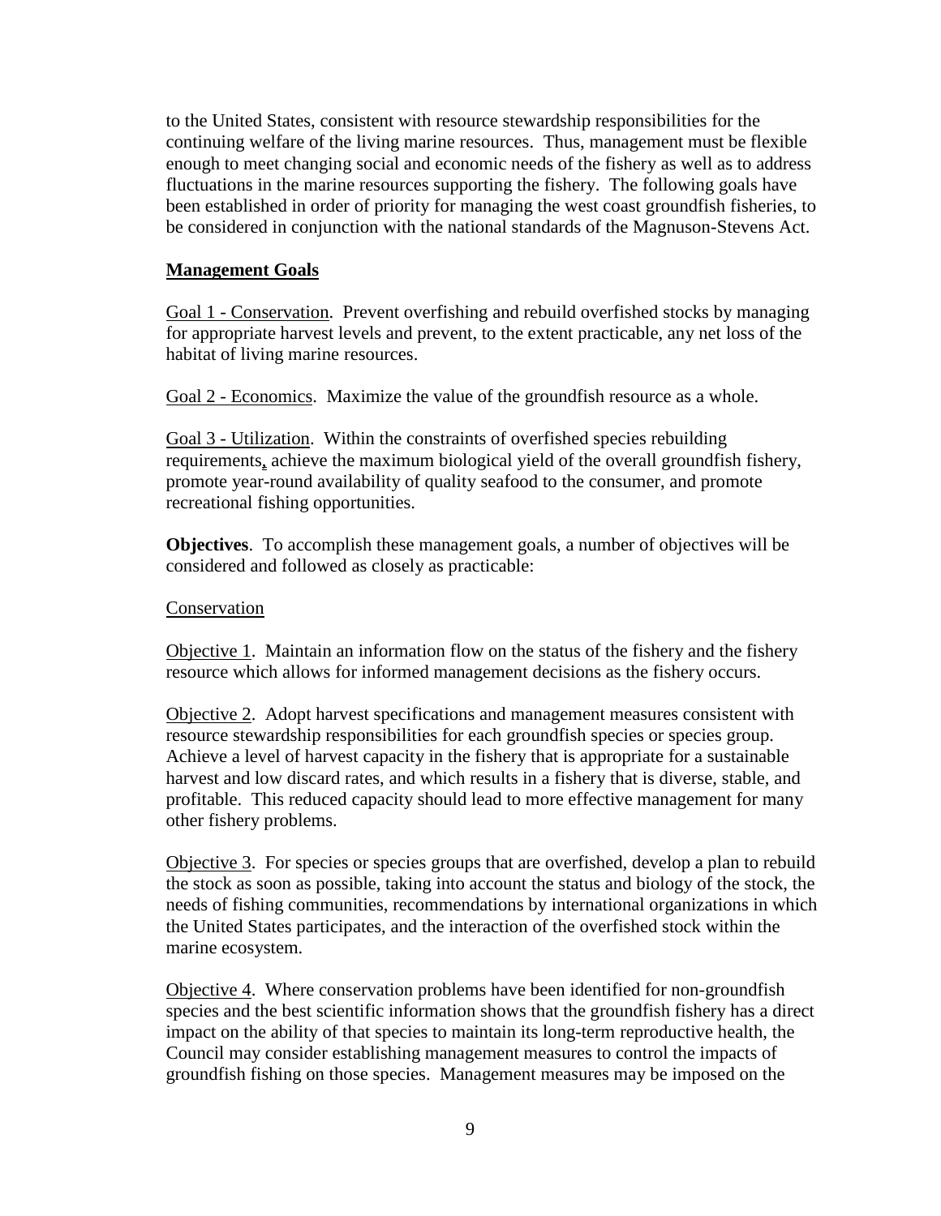to the United States, consistent with resource stewardship responsibilities for the continuing welfare of the living marine resources. Thus, management must be flexible enough to meet changing social and economic needs of the fishery as well as to address fluctuations in the marine resources supporting the fishery. The following goals have been established in order of priority for managing the west coast groundfish fisheries, to be considered in conjunction with the national standards of the Magnuson-Stevens Act.

**Management Goals**

Goal 1 - Conservation. Prevent overfishing and rebuild overfished stocks by managing for appropriate harvest levels and prevent, to the extent practicable, any net loss of the habitat of living marine resources.

Goal 2 - Economics. Maximize the value of the groundfish resource as a whole.

Goal 3 - Utilization. Within the constraints of overfished species rebuilding requirements, achieve the maximum biological yield of the overall groundfish fishery, promote year-round availability of quality seafood to the consumer, and promote recreational fishing opportunities.

**Objectives**. To accomplish these management goals, a number of objectives will be considered and followed as closely as practicable:

Conservation

Objective 1. Maintain an information flow on the status of the fishery and the fishery resource which allows for informed management decisions as the fishery occurs.

Objective 2. Adopt harvest specifications and management measures consistent with resource stewardship responsibilities for each groundfish species or species group. Achieve a level of harvest capacity in the fishery that is appropriate for a sustainable harvest and low discard rates, and which results in a fishery that is diverse, stable, and profitable. This reduced capacity should lead to more effective management for many other fishery problems.

Objective 3. For species or species groups that are overfished, develop a plan to rebuild the stock as soon as possible, taking into account the status and biology of the stock, the needs of fishing communities, recommendations by international organizations in which the United States participates, and the interaction of the overfished stock within the marine ecosystem.

Objective 4. Where conservation problems have been identified for non-groundfish species and the best scientific information shows that the groundfish fishery has a direct impact on the ability of that species to maintain its long-term reproductive health, the Council may consider establishing management measures to control the impacts of groundfish fishing on those species. Management measures may be imposed on the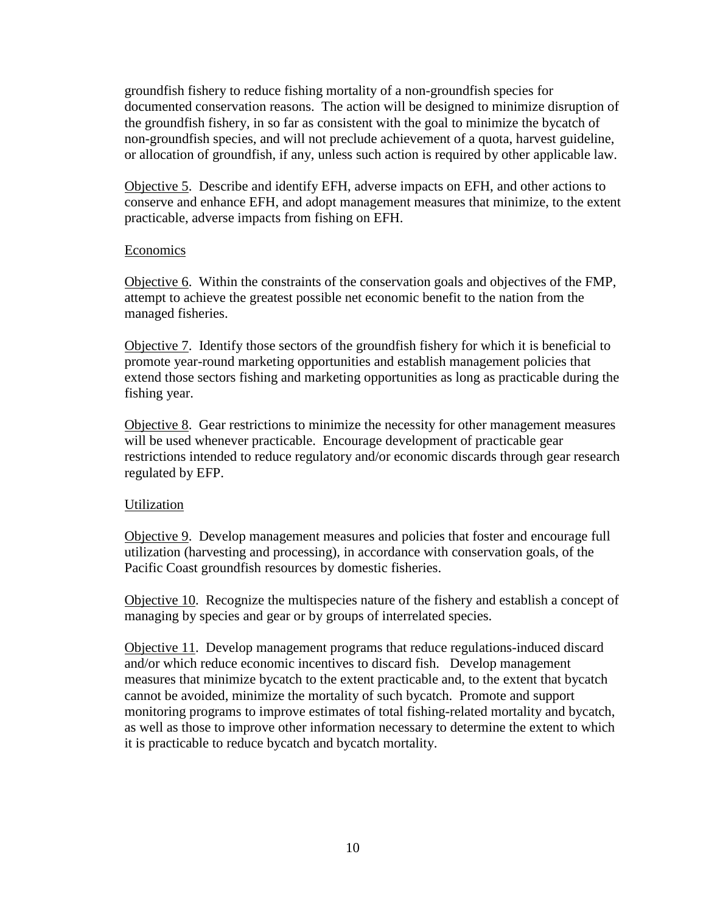groundfish fishery to reduce fishing mortality of a non-groundfish species for documented conservation reasons. The action will be designed to minimize disruption of the groundfish fishery, in so far as consistent with the goal to minimize the bycatch of non-groundfish species, and will not preclude achievement of a quota, harvest guideline, or allocation of groundfish, if any, unless such action is required by other applicable law.

Objective 5. Describe and identify EFH, adverse impacts on EFH, and other actions to conserve and enhance EFH, and adopt management measures that minimize, to the extent practicable, adverse impacts from fishing on EFH.

Economics

Objective 6. Within the constraints of the conservation goals and objectives of the FMP, attempt to achieve the greatest possible net economic benefit to the nation from the managed fisheries.

Objective 7. Identify those sectors of the groundfish fishery for which it is beneficial to promote year-round marketing opportunities and establish management policies that extend those sectors fishing and marketing opportunities as long as practicable during the fishing year.

Objective 8. Gear restrictions to minimize the necessity for other management measures will be used whenever practicable. Encourage development of practicable gear restrictions intended to reduce regulatory and/or economic discards through gear research regulated by EFP.

Utilization

Objective 9. Develop management measures and policies that foster and encourage full utilization (harvesting and processing), in accordance with conservation goals, of the Pacific Coast groundfish resources by domestic fisheries.

Objective 10. Recognize the multispecies nature of the fishery and establish a concept of managing by species and gear or by groups of interrelated species.

Objective 11. Develop management programs that reduce regulations-induced discard and/or which reduce economic incentives to discard fish. Develop management measures that minimize bycatch to the extent practicable and, to the extent that bycatch cannot be avoided, minimize the mortality of such bycatch. Promote and support monitoring programs to improve estimates of total fishing-related mortality and bycatch, as well as those to improve other information necessary to determine the extent to which it is practicable to reduce bycatch and bycatch mortality.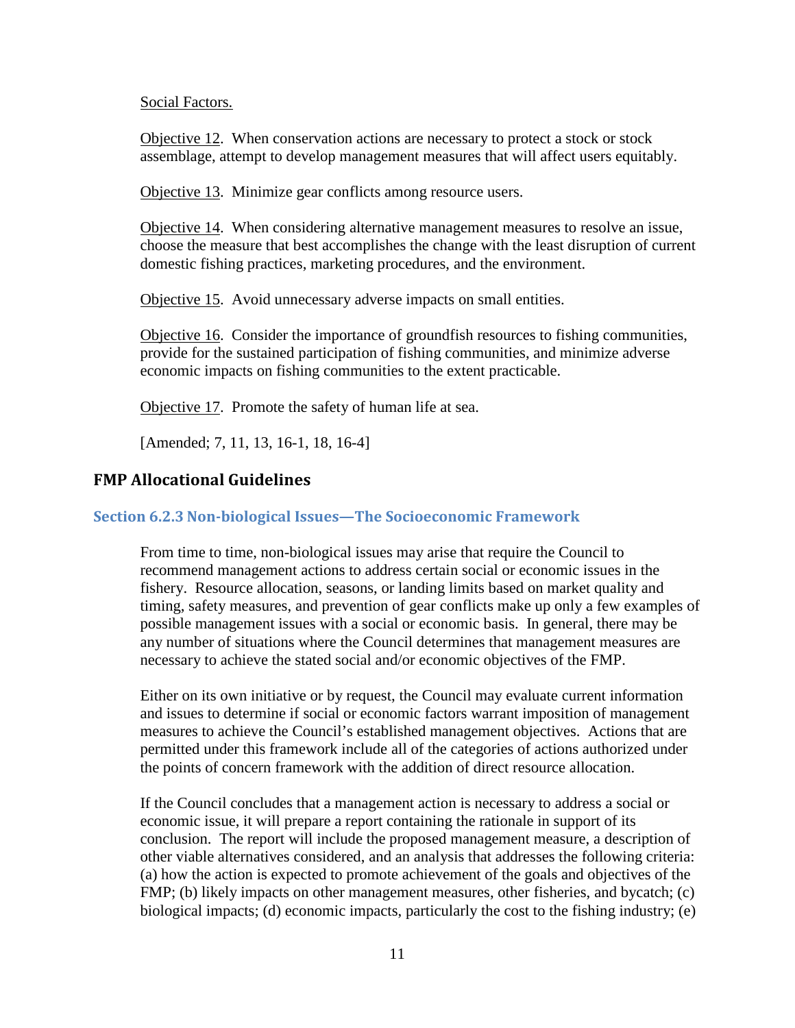Social Factors.

Objective 12. When conservation actions are necessary to protect a stock or stock assemblage, attempt to develop management measures that will affect users equitably.

Objective 13. Minimize gear conflicts among resource users.

Objective 14. When considering alternative management measures to resolve an issue, choose the measure that best accomplishes the change with the least disruption of current domestic fishing practices, marketing procedures, and the environment.

Objective 15. Avoid unnecessary adverse impacts on small entities.

Objective 16. Consider the importance of groundfish resources to fishing communities, provide for the sustained participation of fishing communities, and minimize adverse economic impacts on fishing communities to the extent practicable.

Objective 17. Promote the safety of human life at sea.

[Amended; 7, 11, 13, 16-1, 18, 16-4]

## FMP Allocational Guidelines

### Section 6.2.3 Non-biological Issues—The Socioeconomic Framework

From time to time, non-biological issues may arise that require the Council to recommend management actions to address certain social or economic issues in the fishery. Resource allocation, seasons, or landing limits based on market quality and timing, safety measures, and prevention of gear conflicts make up only a few examples of possible management issues with a social or economic basis. In general, there may be any number of situations where the Council determines that management measures are necessary to achieve the stated social and/or economic objectives of the FMP.

Either on its own initiative or by request, the Council may evaluate current information and issues to determine if social or economic factors warrant imposition of management measures to achieve the Council's established management objectives. Actions that are permitted under this framework include all of the categories of actions authorized under the points of concern framework with the addition of direct resource allocation.

If the Council concludes that a management action is necessary to address a social or economic issue, it will prepare a report containing the rationale in support of its conclusion. The report will include the proposed management measure, a description of other viable alternatives considered, and an analysis that addresses the following criteria: (a) how the action is expected to promote achievement of the goals and objectives of the FMP; (b) likely impacts on other management measures, other fisheries, and bycatch; (c) biological impacts; (d) economic impacts, particularly the cost to the fishing industry; (e)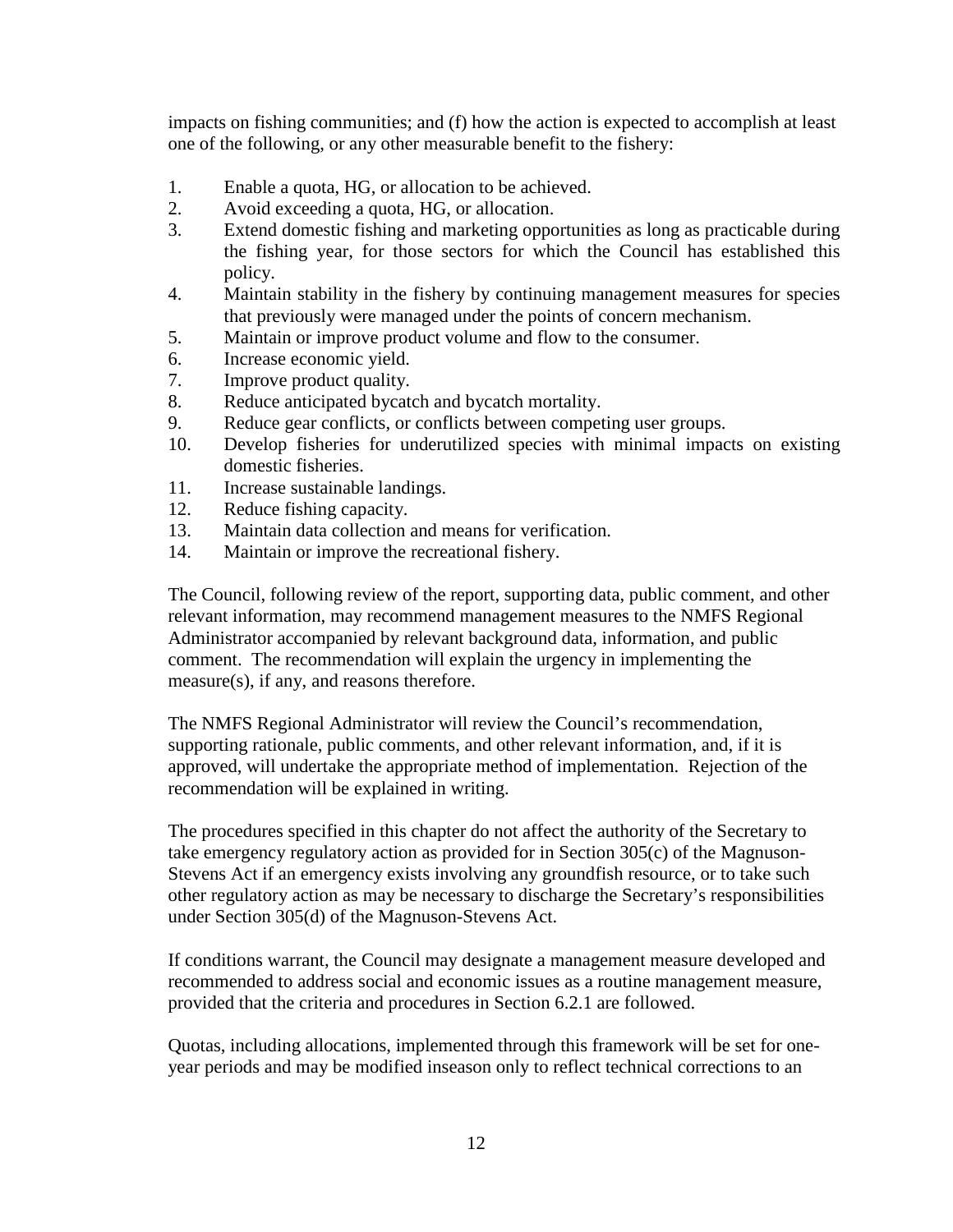impacts on fishing communities; and (f) how the action is expected to accomplish at least one of the following, or any other measurable benefit to the fishery:

1. Enable a quota, HG, or allocation to be achieved.
2. Avoid exceeding a quota, HG, or allocation.
3. Extend domestic fishing and marketing opportunities as long as practicable during the fishing year, for those sectors for which the Council has established this policy.
4. Maintain stability in the fishery by continuing management measures for species that previously were managed under the points of concern mechanism.
5. Maintain or improve product volume and flow to the consumer.
6. Increase economic yield.
7. Improve product quality.
8. Reduce anticipated bycatch and bycatch mortality.
9. Reduce gear conflicts, or conflicts between competing user groups.
10. Develop fisheries for underutilized species with minimal impacts on existing domestic fisheries.
11. Increase sustainable landings.
12. Reduce fishing capacity.
13. Maintain data collection and means for verification.
14. Maintain or improve the recreational fishery.

The Council, following review of the report, supporting data, public comment, and other relevant information, may recommend management measures to the NMFS Regional Administrator accompanied by relevant background data, information, and public comment. The recommendation will explain the urgency in implementing the measure(s), if any, and reasons therefore.

The NMFS Regional Administrator will review the Council's recommendation, supporting rationale, public comments, and other relevant information, and, if it is approved, will undertake the appropriate method of implementation. Rejection of the recommendation will be explained in writing.

The procedures specified in this chapter do not affect the authority of the Secretary to take emergency regulatory action as provided for in Section 305(c) of the Magnuson-Stevens Act if an emergency exists involving any groundfish resource, or to take such other regulatory action as may be necessary to discharge the Secretary's responsibilities under Section 305(d) of the Magnuson-Stevens Act.

If conditions warrant, the Council may designate a management measure developed and recommended to address social and economic issues as a routine management measure, provided that the criteria and procedures in Section 6.2.1 are followed.

Quotas, including allocations, implemented through this framework will be set for one-year periods and may be modified inseason only to reflect technical corrections to an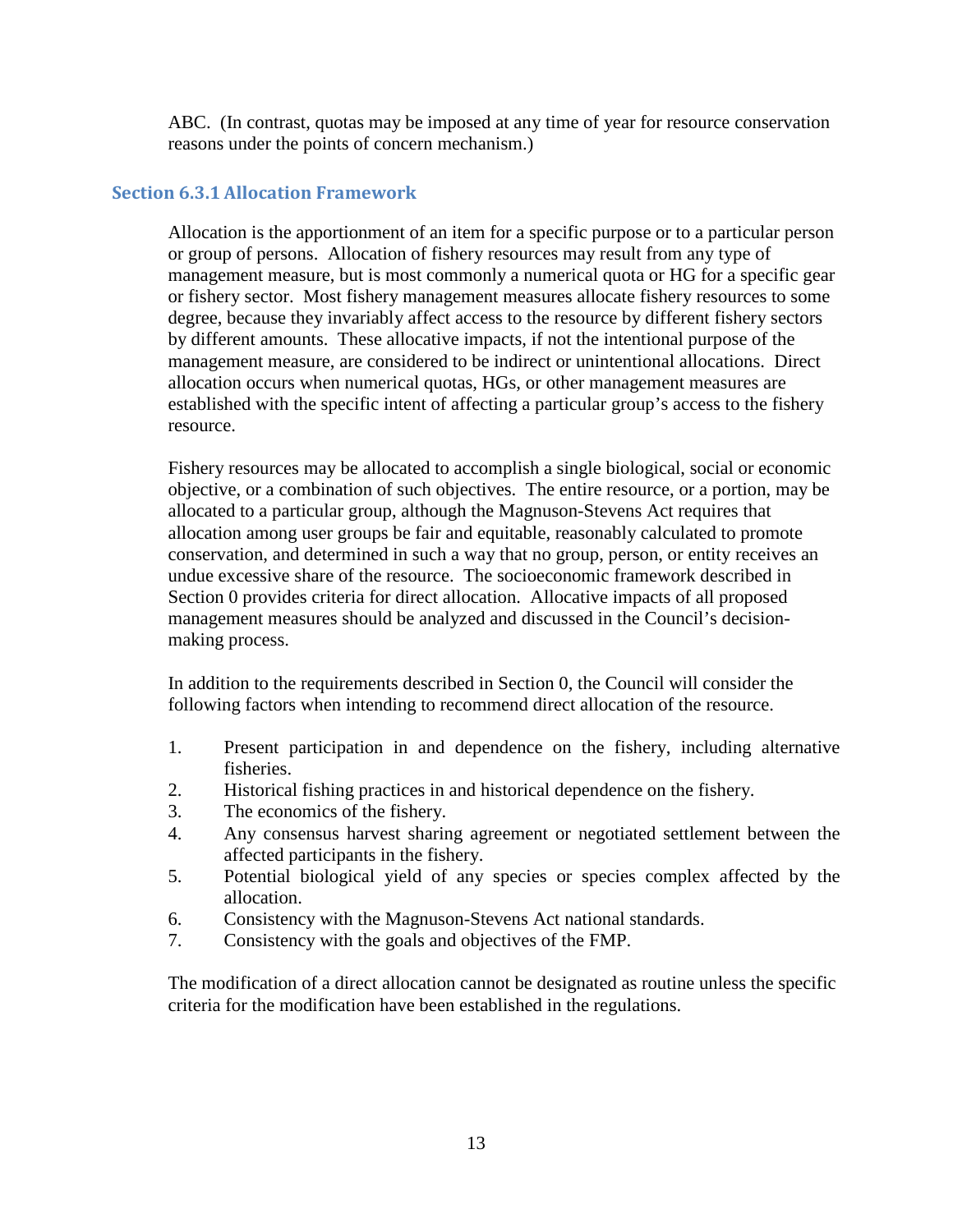ABC. (In contrast, quotas may be imposed at any time of year for resource conservation reasons under the points of concern mechanism.)

### Section 6.3.1 Allocation Framework

Allocation is the apportionment of an item for a specific purpose or to a particular person or group of persons. Allocation of fishery resources may result from any type of management measure, but is most commonly a numerical quota or HG for a specific gear or fishery sector. Most fishery management measures allocate fishery resources to some degree, because they invariably affect access to the resource by different fishery sectors by different amounts. These allocative impacts, if not the intentional purpose of the management measure, are considered to be indirect or unintentional allocations. Direct allocation occurs when numerical quotas, HGs, or other management measures are established with the specific intent of affecting a particular group's access to the fishery resource.

Fishery resources may be allocated to accomplish a single biological, social or economic objective, or a combination of such objectives. The entire resource, or a portion, may be allocated to a particular group, although the Magnuson-Stevens Act requires that allocation among user groups be fair and equitable, reasonably calculated to promote conservation, and determined in such a way that no group, person, or entity receives an undue excessive share of the resource. The socioeconomic framework described in Section 0 provides criteria for direct allocation. Allocative impacts of all proposed management measures should be analyzed and discussed in the Council's decision-making process.

In addition to the requirements described in Section 0, the Council will consider the following factors when intending to recommend direct allocation of the resource.

1. Present participation in and dependence on the fishery, including alternative fisheries.
2. Historical fishing practices in and historical dependence on the fishery.
3. The economics of the fishery.
4. Any consensus harvest sharing agreement or negotiated settlement between the affected participants in the fishery.
5. Potential biological yield of any species or species complex affected by the allocation.
6. Consistency with the Magnuson-Stevens Act national standards.
7. Consistency with the goals and objectives of the FMP.

The modification of a direct allocation cannot be designated as routine unless the specific criteria for the modification have been established in the regulations.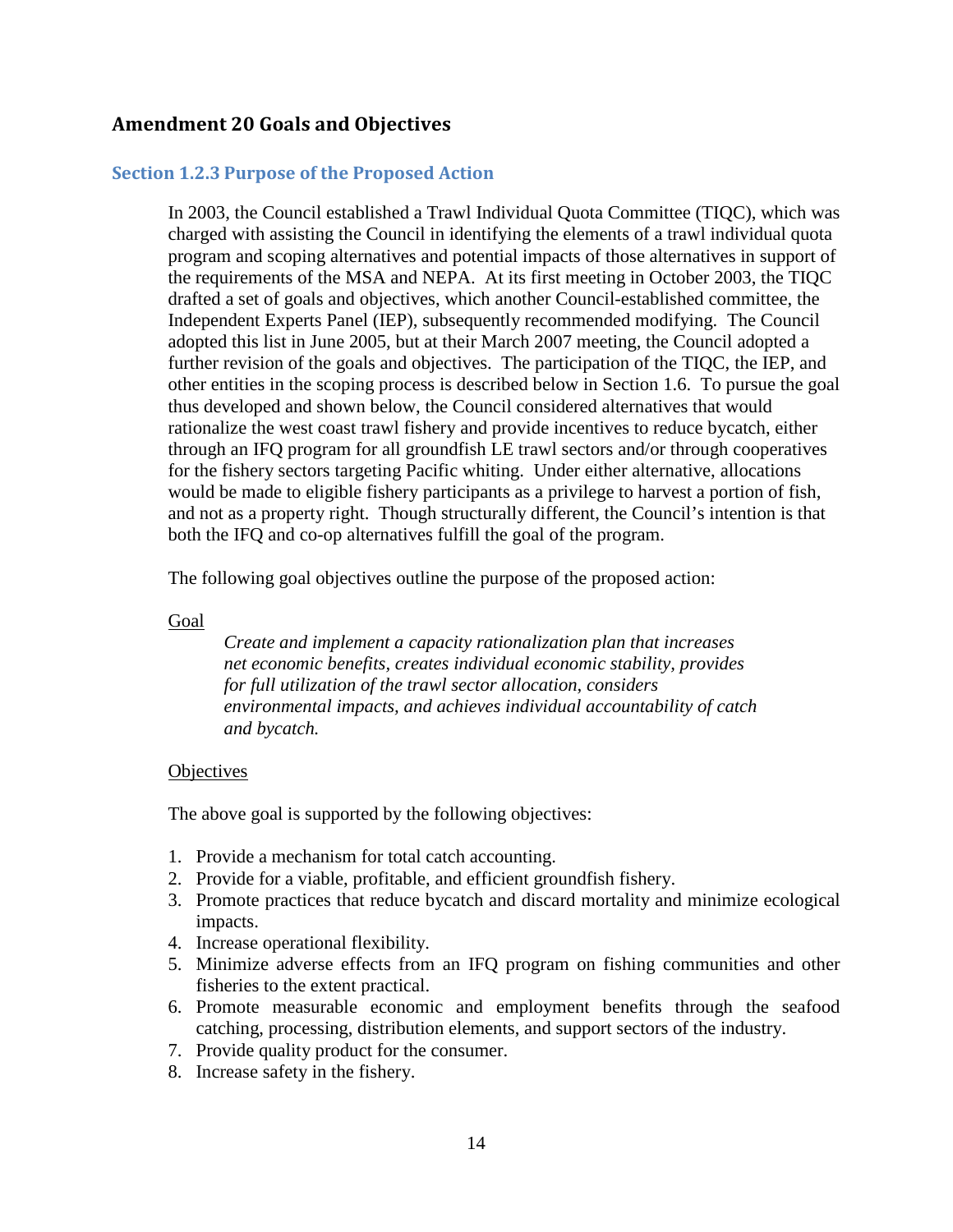## Amendment 20 Goals and Objectives

### Section 1.2.3 Purpose of the Proposed Action

In 2003, the Council established a Trawl Individual Quota Committee (TIQC), which was charged with assisting the Council in identifying the elements of a trawl individual quota program and scoping alternatives and potential impacts of those alternatives in support of the requirements of the MSA and NEPA. At its first meeting in October 2003, the TIQC drafted a set of goals and objectives, which another Council-established committee, the Independent Experts Panel (IEP), subsequently recommended modifying. The Council adopted this list in June 2005, but at their March 2007 meeting, the Council adopted a further revision of the goals and objectives. The participation of the TIQC, the IEP, and other entities in the scoping process is described below in Section 1.6. To pursue the goal thus developed and shown below, the Council considered alternatives that would rationalize the west coast trawl fishery and provide incentives to reduce bycatch, either through an IFQ program for all groundfish LE trawl sectors and/or through cooperatives for the fishery sectors targeting Pacific whiting. Under either alternative, allocations would be made to eligible fishery participants as a privilege to harvest a portion of fish, and not as a property right. Though structurally different, the Council's intention is that both the IFQ and co-op alternatives fulfill the goal of the program.

The following goal objectives outline the purpose of the proposed action:

<u>Goal</u>

*Create and implement a capacity rationalization plan that increases net economic benefits, creates individual economic stability, provides for full utilization of the trawl sector allocation, considers environmental impacts, and achieves individual accountability of catch and bycatch.*

<u>Objectives</u>

The above goal is supported by the following objectives:

1. Provide a mechanism for total catch accounting.
2. Provide for a viable, profitable, and efficient groundfish fishery.
3. Promote practices that reduce bycatch and discard mortality and minimize ecological impacts.
4. Increase operational flexibility.
5. Minimize adverse effects from an IFQ program on fishing communities and other fisheries to the extent practical.
6. Promote measurable economic and employment benefits through the seafood catching, processing, distribution elements, and support sectors of the industry.
7. Provide quality product for the consumer.
8. Increase safety in the fishery.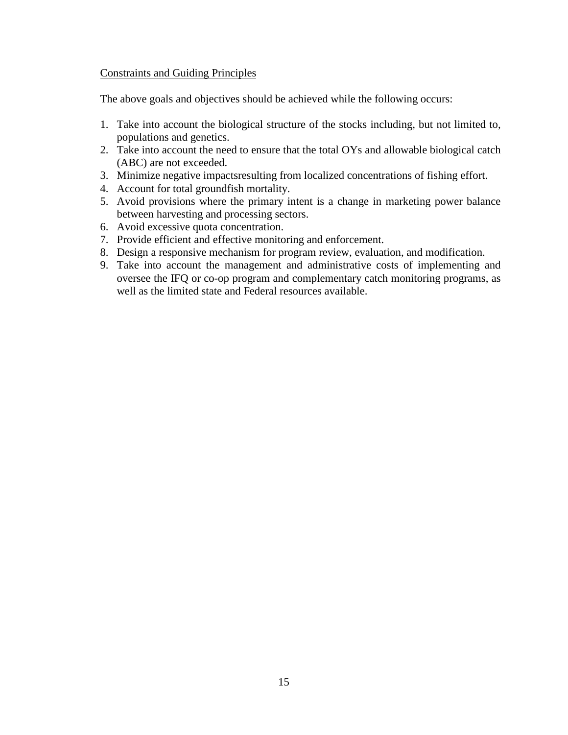Constraints and Guiding Principles

The above goals and objectives should be achieved while the following occurs:

1. Take into account the biological structure of the stocks including, but not limited to, populations and genetics.
2. Take into account the need to ensure that the total OYs and allowable biological catch (ABC) are not exceeded.
3. Minimize negative impactsresulting from localized concentrations of fishing effort.
4. Account for total groundfish mortality.
5. Avoid provisions where the primary intent is a change in marketing power balance between harvesting and processing sectors.
6. Avoid excessive quota concentration.
7. Provide efficient and effective monitoring and enforcement.
8. Design a responsive mechanism for program review, evaluation, and modification.
9. Take into account the management and administrative costs of implementing and oversee the IFQ or co-op program and complementary catch monitoring programs, as well as the limited state and Federal resources available.